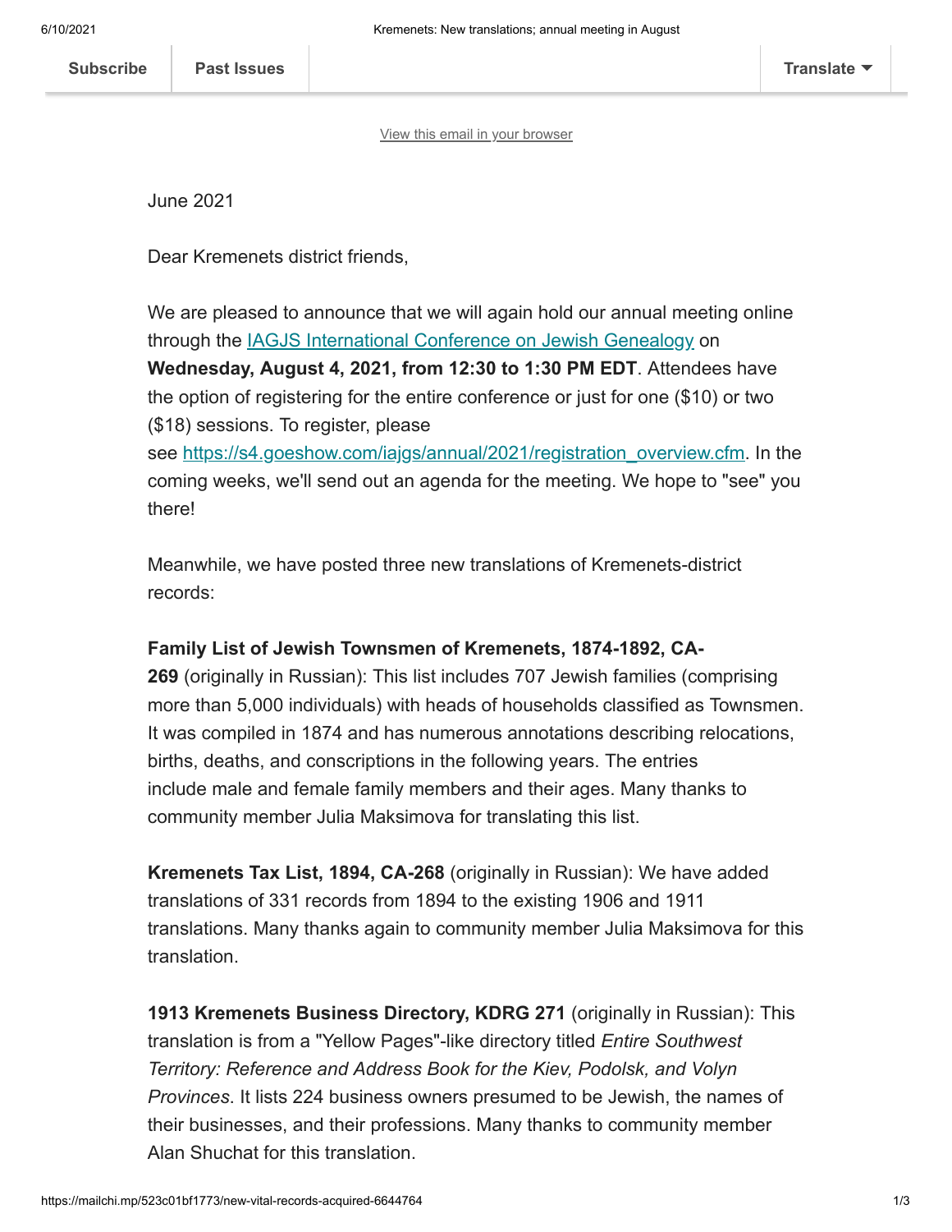Subscribe | Past Issues | Translate

View this email in your browser

June 2021

Dear Kremenets district friends,

We are pleased to announce that we will again hold our annual meeting online through the [IAGJS International Conference on Jewish Genealogy]() on **Wednesday, August 4, 2021, from 12:30 to 1:30 PM EDT**. Attendees have the option of registering for the entire conference or just for one ($10) or two ($18) sessions. To register, please see https://s4.goeshow.com/iajgs/annual/2021/registration_overview.cfm. In the coming weeks, we'll send out an agenda for the meeting. We hope to "see" you there!

Meanwhile, we have posted three new translations of Kremenets-district records:

**Family List of Jewish Townsmen of Kremenets, 1874-1892, CA-269** (originally in Russian): This list includes 707 Jewish families (comprising more than 5,000 individuals) with heads of households classified as Townsmen. It was compiled in 1874 and has numerous annotations describing relocations, births, deaths, and conscriptions in the following years. The entries include male and female family members and their ages. Many thanks to community member Julia Maksimova for translating this list.

**Kremenets Tax List, 1894, CA-268** (originally in Russian): We have added translations of 331 records from 1894 to the existing 1906 and 1911 translations. Many thanks again to community member Julia Maksimova for this translation.

**1913 Kremenets Business Directory, KDRG 271** (originally in Russian): This translation is from a "Yellow Pages"-like directory titled *Entire Southwest Territory: Reference and Address Book for the Kiev, Podolsk, and Volyn Provinces*. It lists 224 business owners presumed to be Jewish, the names of their businesses, and their professions. Many thanks to community member Alan Shuchat for this translation.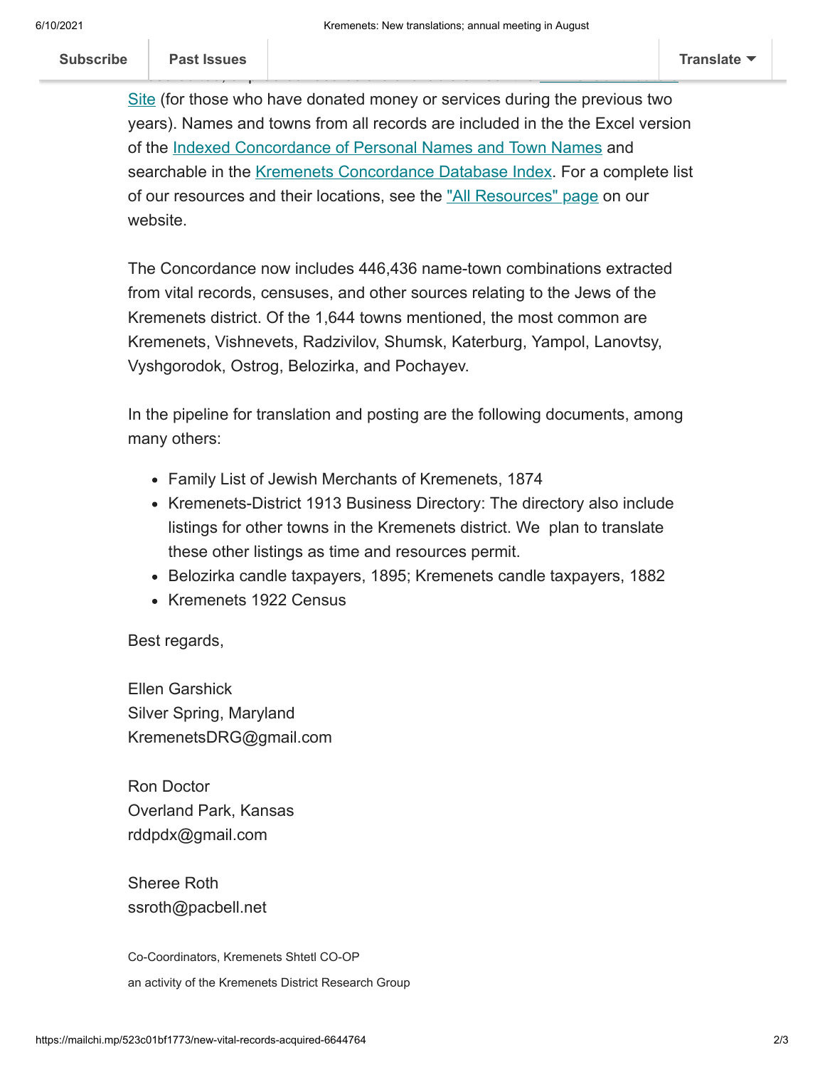Site (for those who have donated money or services during the previous two years). Names and towns from all records are included in the the Excel version of the Indexed Concordance of Personal Names and Town Names and searchable in the Kremenets Concordance Database Index. For a complete list of our resources and their locations, see the "All Resources" page on our website.

The Concordance now includes 446,436 name-town combinations extracted from vital records, censuses, and other sources relating to the Jews of the Kremenets district. Of the 1,644 towns mentioned, the most common are Kremenets, Vishnevets, Radzivilov, Shumsk, Katerburg, Yampol, Lanovtsy, Vyshgorodok, Ostrog, Belozirka, and Pochayev.

In the pipeline for translation and posting are the following documents, among many others:

- Family List of Jewish Merchants of Kremenets, 1874
- Kremenets-District 1913 Business Directory: The directory also include listings for other towns in the Kremenets district. We  plan to translate these other listings as time and resources permit.
- Belozirka candle taxpayers, 1895; Kremenets candle taxpayers, 1882
- Kremenets 1922 Census

Best regards,

Ellen Garshick
Silver Spring, Maryland
KremenetsDRG@gmail.com

Ron Doctor
Overland Park, Kansas
rddpdx@gmail.com

Sheree Roth
ssroth@pacbell.net

Co-Coordinators, Kremenets Shtetl CO-OP

an activity of the Kremenets District Research Group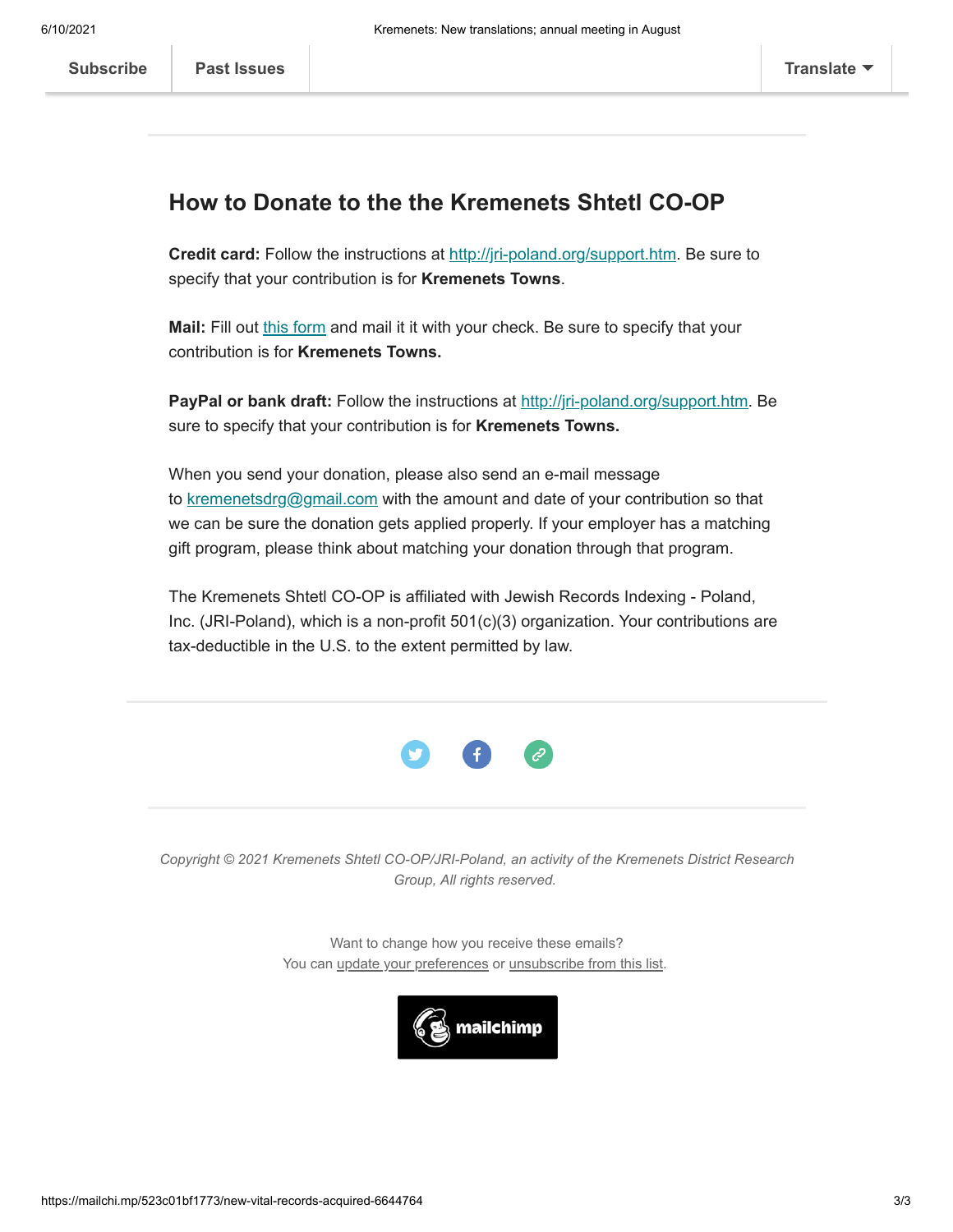Subscribe | Past Issues | Translate

## How to Donate to the the Kremenets Shtetl CO-OP

**Credit card:** Follow the instructions at http://jri-poland.org/support.htm. Be sure to specify that your contribution is for **Kremenets Towns**.

**Mail:** Fill out this form and mail it it with your check. Be sure to specify that your contribution is for **Kremenets Towns.**

**PayPal or bank draft:** Follow the instructions at http://jri-poland.org/support.htm. Be sure to specify that your contribution is for **Kremenets Towns.**

When you send your donation, please also send an e-mail message to kremenetsdrg@gmail.com with the amount and date of your contribution so that we can be sure the donation gets applied properly. If your employer has a matching gift program, please think about matching your donation through that program.

The Kremenets Shtetl CO-OP is affiliated with Jewish Records Indexing - Poland, Inc. (JRI-Poland), which is a non-profit 501(c)(3) organization. Your contributions are tax-deductible in the U.S. to the extent permitted by law.

*Copyright © 2021 Kremenets Shtetl CO-OP/JRI-Poland, an activity of the Kremenets District Research Group, All rights reserved.*

Want to change how you receive these emails?
You can update your preferences or unsubscribe from this list.

mailchimp